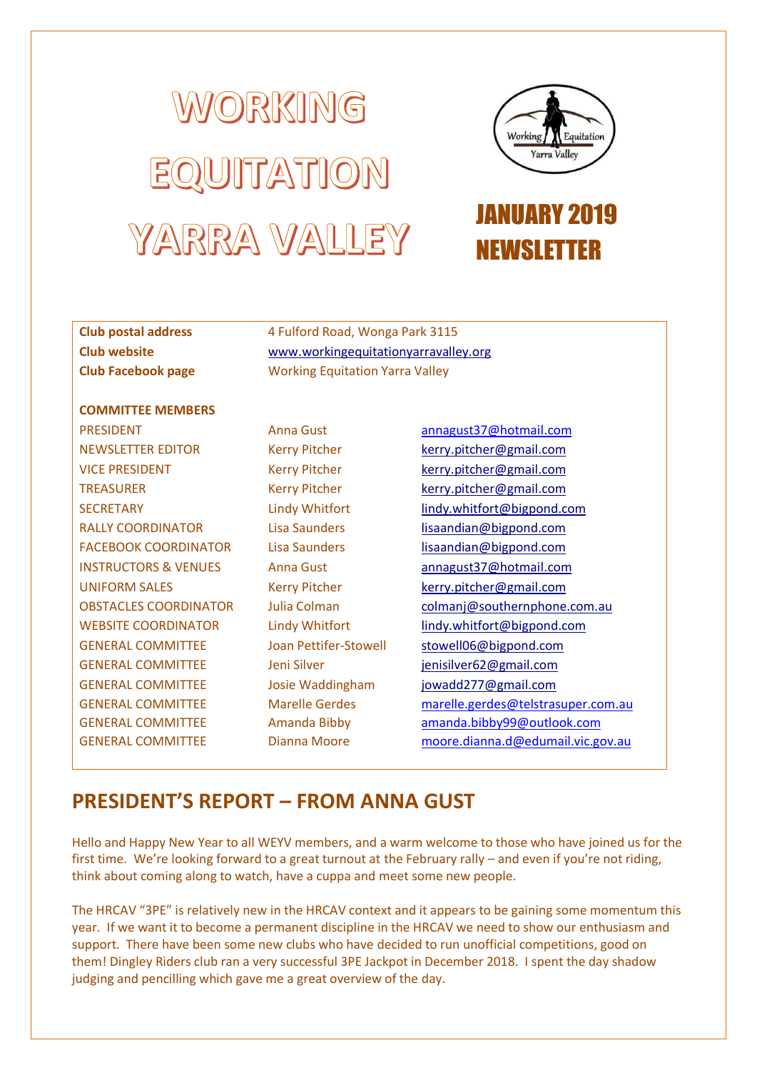# WORKING EQUITATION YARRA VALLEY

## JANUARY 2019 NEWSLETTER

| | | |
|---|---|---|
| **Club postal address** | 4 Fulford Road, Wonga Park 3115 | |
| **Club website** | www.workingequitationyarravalley.org | |
| **Club Facebook page** | Working Equitation Yarra Valley | |
| | | |
| **COMMITTEE MEMBERS** | | |
| PRESIDENT | Anna Gust | annagust37@hotmail.com |
| NEWSLETTER EDITOR | Kerry Pitcher | kerry.pitcher@gmail.com |
| VICE PRESIDENT | Kerry Pitcher | kerry.pitcher@gmail.com |
| TREASURER | Kerry Pitcher | kerry.pitcher@gmail.com |
| SECRETARY | Lindy Whitfort | lindy.whitfort@bigpond.com |
| RALLY COORDINATOR | Lisa Saunders | lisaandian@bigpond.com |
| FACEBOOK COORDINATOR | Lisa Saunders | lisaandian@bigpond.com |
| INSTRUCTORS & VENUES | Anna Gust | annagust37@hotmail.com |
| UNIFORM SALES | Kerry Pitcher | kerry.pitcher@gmail.com |
| OBSTACLES COORDINATOR | Julia Colman | colmanj@southernphone.com.au |
| WEBSITE COORDINATOR | Lindy Whitfort | lindy.whitfort@bigpond.com |
| GENERAL COMMITTEE | Joan Pettifer-Stowell | stowell06@bigpond.com |
| GENERAL COMMITTEE | Jeni Silver | jenisilver62@gmail.com |
| GENERAL COMMITTEE | Josie Waddingham | jowadd277@gmail.com |
| GENERAL COMMITTEE | Marelle Gerdes | marelle.gerdes@telstrasuper.com.au |
| GENERAL COMMITTEE | Amanda Bibby | amanda.bibby99@outlook.com |
| GENERAL COMMITTEE | Dianna Moore | moore.dianna.d@edumail.vic.gov.au |

## PRESIDENT'S REPORT – FROM ANNA GUST

Hello and Happy New Year to all WEYV members, and a warm welcome to those who have joined us for the first time. We're looking forward to a great turnout at the February rally – and even if you're not riding, think about coming along to watch, have a cuppa and meet some new people.

The HRCAV "3PE" is relatively new in the HRCAV context and it appears to be gaining some momentum this year. If we want it to become a permanent discipline in the HRCAV we need to show our enthusiasm and support. There have been some new clubs who have decided to run unofficial competitions, good on them! Dingley Riders club ran a very successful 3PE Jackpot in December 2018. I spent the day shadow judging and pencilling which gave me a great overview of the day.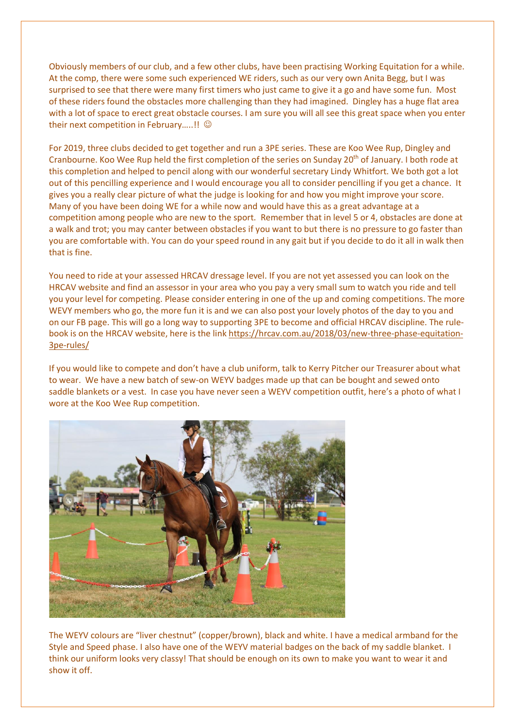Obviously members of our club, and a few other clubs, have been practising Working Equitation for a while. At the comp, there were some such experienced WE riders, such as our very own Anita Begg, but I was surprised to see that there were many first timers who just came to give it a go and have some fun. Most of these riders found the obstacles more challenging than they had imagined. Dingley has a huge flat area with a lot of space to erect great obstacle courses. I am sure you will all see this great space when you enter their next competition in February…..!! ☺

For 2019, three clubs decided to get together and run a 3PE series. These are Koo Wee Rup, Dingley and Cranbourne. Koo Wee Rup held the first completion of the series on Sunday 20th of January. I both rode at this completion and helped to pencil along with our wonderful secretary Lindy Whitfort. We both got a lot out of this pencilling experience and I would encourage you all to consider pencilling if you get a chance. It gives you a really clear picture of what the judge is looking for and how you might improve your score. Many of you have been doing WE for a while now and would have this as a great advantage at a competition among people who are new to the sport. Remember that in level 5 or 4, obstacles are done at a walk and trot; you may canter between obstacles if you want to but there is no pressure to go faster than you are comfortable with. You can do your speed round in any gait but if you decide to do it all in walk then that is fine.

You need to ride at your assessed HRCAV dressage level. If you are not yet assessed you can look on the HRCAV website and find an assessor in your area who you pay a very small sum to watch you ride and tell you your level for competing. Please consider entering in one of the up and coming competitions. The more WEVY members who go, the more fun it is and we can also post your lovely photos of the day to you and on our FB page. This will go a long way to supporting 3PE to become and official HRCAV discipline. The rule-book is on the HRCAV website, here is the link https://hrcav.com.au/2018/03/new-three-phase-equitation-3pe-rules/

If you would like to compete and don't have a club uniform, talk to Kerry Pitcher our Treasurer about what to wear. We have a new batch of sew-on WEYV badges made up that can be bought and sewed onto saddle blankets or a vest. In case you have never seen a WEYV competition outfit, here's a photo of what I wore at the Koo Wee Rup competition.

The WEYV colours are "liver chestnut" (copper/brown), black and white. I have a medical armband for the Style and Speed phase. I also have one of the WEYV material badges on the back of my saddle blanket. I think our uniform looks very classy! That should be enough on its own to make you want to wear it and show it off.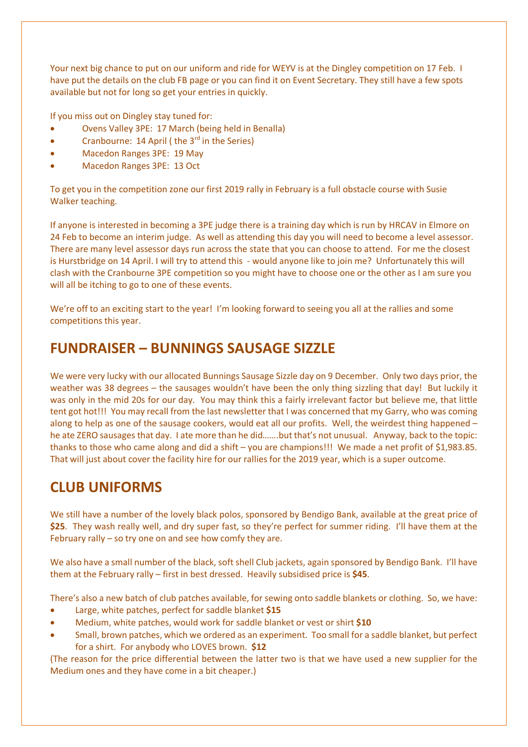Your next big chance to put on our uniform and ride for WEYV is at the Dingley competition on 17 Feb. I have put the details on the club FB page or you can find it on Event Secretary. They still have a few spots available but not for long so get your entries in quickly.

If you miss out on Dingley stay tuned for:

- Ovens Valley 3PE: 17 March (being held in Benalla)
- Cranbourne: 14 April ( the 3rd in the Series)
- Macedon Ranges 3PE: 19 May
- Macedon Ranges 3PE: 13 Oct

To get you in the competition zone our first 2019 rally in February is a full obstacle course with Susie Walker teaching.

If anyone is interested in becoming a 3PE judge there is a training day which is run by HRCAV in Elmore on 24 Feb to become an interim judge. As well as attending this day you will need to become a level assessor. There are many level assessor days run across the state that you can choose to attend. For me the closest is Hurstbridge on 14 April. I will try to attend this - would anyone like to join me? Unfortunately this will clash with the Cranbourne 3PE competition so you might have to choose one or the other as I am sure you will all be itching to go to one of these events.

We're off to an exciting start to the year! I'm looking forward to seeing you all at the rallies and some competitions this year.

## FUNDRAISER – BUNNINGS SAUSAGE SIZZLE

We were very lucky with our allocated Bunnings Sausage Sizzle day on 9 December. Only two days prior, the weather was 38 degrees – the sausages wouldn't have been the only thing sizzling that day! But luckily it was only in the mid 20s for our day. You may think this a fairly irrelevant factor but believe me, that little tent got hot!!! You may recall from the last newsletter that I was concerned that my Garry, who was coming along to help as one of the sausage cookers, would eat all our profits. Well, the weirdest thing happened – he ate ZERO sausages that day. I ate more than he did…….but that's not unusual. Anyway, back to the topic: thanks to those who came along and did a shift – you are champions!!! We made a net profit of $1,983.85. That will just about cover the facility hire for our rallies for the 2019 year, which is a super outcome.

## CLUB UNIFORMS

We still have a number of the lovely black polos, sponsored by Bendigo Bank, available at the great price of **$25**. They wash really well, and dry super fast, so they're perfect for summer riding. I'll have them at the February rally – so try one on and see how comfy they are.

We also have a small number of the black, soft shell Club jackets, again sponsored by Bendigo Bank. I'll have them at the February rally – first in best dressed. Heavily subsidised price is **$45**.

There's also a new batch of club patches available, for sewing onto saddle blankets or clothing. So, we have:

- Large, white patches, perfect for saddle blanket **$15**
- Medium, white patches, would work for saddle blanket or vest or shirt **$10**
- Small, brown patches, which we ordered as an experiment. Too small for a saddle blanket, but perfect for a shirt. For anybody who LOVES brown. **$12**

(The reason for the price differential between the latter two is that we have used a new supplier for the Medium ones and they have come in a bit cheaper.)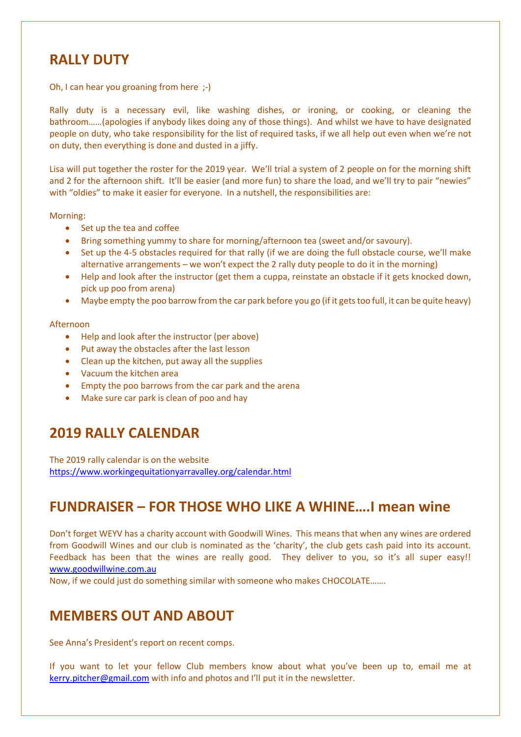## RALLY DUTY

Oh, I can hear you groaning from here ;-)

Rally duty is a necessary evil, like washing dishes, or ironing, or cooking, or cleaning the bathroom……(apologies if anybody likes doing any of those things). And whilst we have to have designated people on duty, who take responsibility for the list of required tasks, if we all help out even when we're not on duty, then everything is done and dusted in a jiffy.

Lisa will put together the roster for the 2019 year. We'll trial a system of 2 people on for the morning shift and 2 for the afternoon shift. It'll be easier (and more fun) to share the load, and we'll try to pair "newies" with "oldies" to make it easier for everyone. In a nutshell, the responsibilities are:

Morning:

- Set up the tea and coffee
- Bring something yummy to share for morning/afternoon tea (sweet and/or savoury).
- Set up the 4-5 obstacles required for that rally (if we are doing the full obstacle course, we'll make alternative arrangements – we won't expect the 2 rally duty people to do it in the morning)
- Help and look after the instructor (get them a cuppa, reinstate an obstacle if it gets knocked down, pick up poo from arena)
- Maybe empty the poo barrow from the car park before you go (if it gets too full, it can be quite heavy)

Afternoon

- Help and look after the instructor (per above)
- Put away the obstacles after the last lesson
- Clean up the kitchen, put away all the supplies
- Vacuum the kitchen area
- Empty the poo barrows from the car park and the arena
- Make sure car park is clean of poo and hay

## 2019 RALLY CALENDAR

The 2019 rally calendar is on the website
https://www.workingequitationyarravalley.org/calendar.html

## FUNDRAISER – FOR THOSE WHO LIKE A WHINE….I mean wine

Don't forget WEYV has a charity account with Goodwill Wines. This means that when any wines are ordered from Goodwill Wines and our club is nominated as the 'charity', the club gets cash paid into its account. Feedback has been that the wines are really good. They deliver to you, so it's all super easy!! www.goodwillwine.com.au

Now, if we could just do something similar with someone who makes CHOCOLATE…….

## MEMBERS OUT AND ABOUT

See Anna's President's report on recent comps.

If you want to let your fellow Club members know about what you've been up to, email me at kerry.pitcher@gmail.com with info and photos and I'll put it in the newsletter.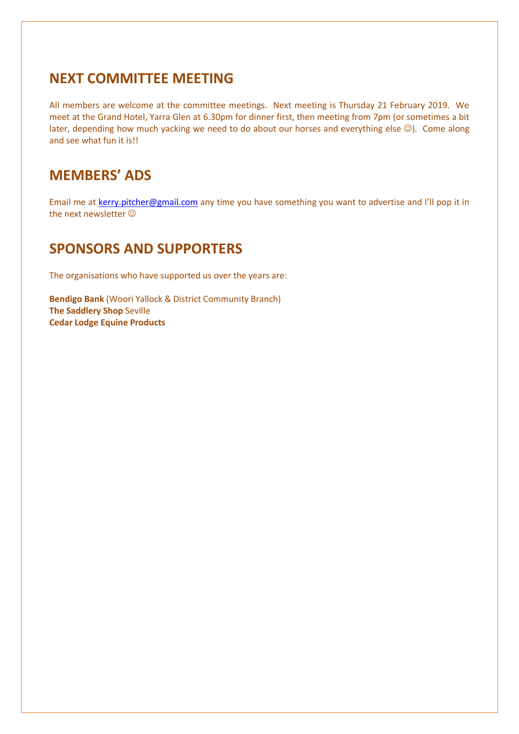## NEXT COMMITTEE MEETING

All members are welcome at the committee meetings. Next meeting is Thursday 21 February 2019. We meet at the Grand Hotel, Yarra Glen at 6.30pm for dinner first, then meeting from 7pm (or sometimes a bit later, depending how much yacking we need to do about our horses and everything else ☺). Come along and see what fun it is!!

## MEMBERS' ADS

Email me at kerry.pitcher@gmail.com any time you have something you want to advertise and I'll pop it in the next newsletter ☺

## SPONSORS AND SUPPORTERS

The organisations who have supported us over the years are:

**Bendigo Bank** (Woori Yallock & District Community Branch)
**The Saddlery Shop** Seville
**Cedar Lodge Equine Products**